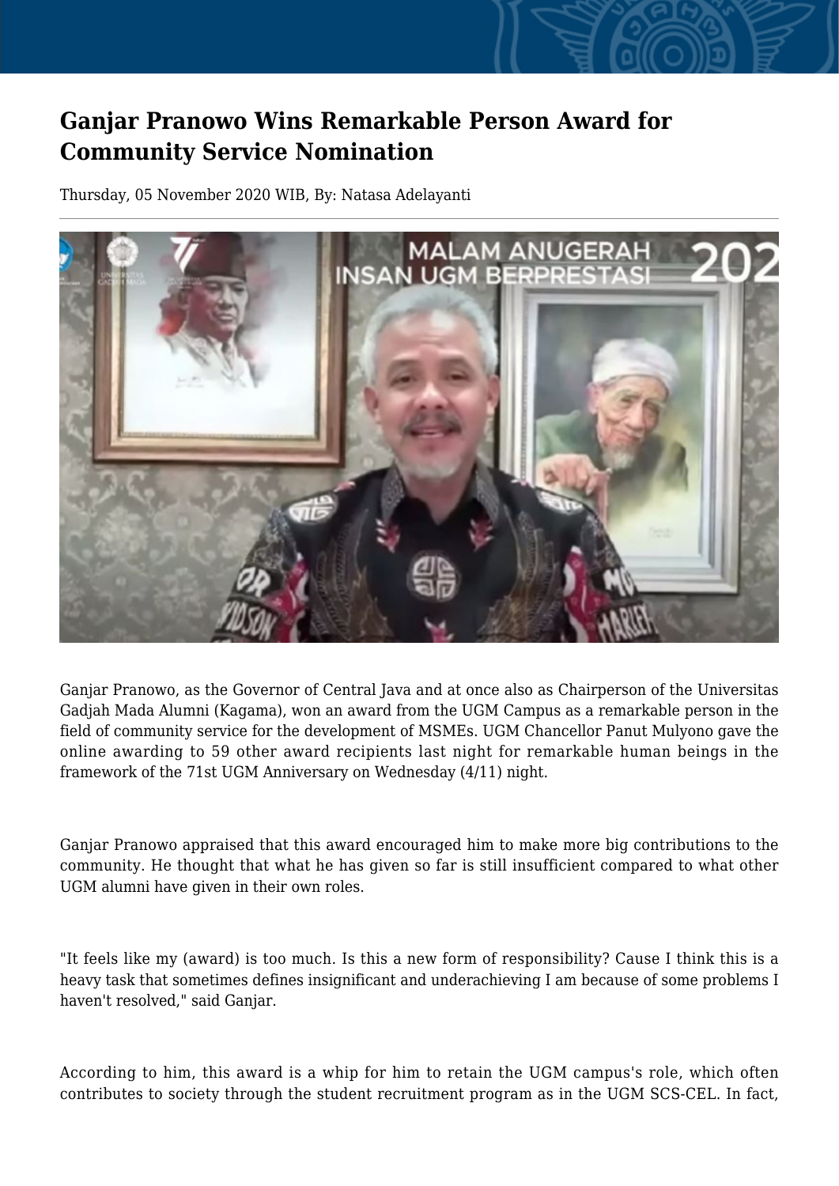# Ganjar Pranowo Wins Remarkable Person Award for Community Service Nomination

Thursday, 05 November 2020 WIB, By: Natasa Adelayanti

Ganjar Pranowo, as the Governor of Central Java and at once also as Chairperson of the Universitas Gadjah Mada Alumni (Kagama), won an award from the UGM Campus as a remarkable person in the field of community service for the development of MSMEs. UGM Chancellor Panut Mulyono gave the online awarding to 59 other award recipients last night for remarkable human beings in the framework of the 71st UGM Anniversary on Wednesday (4/11) night.

Ganjar Pranowo appraised that this award encouraged him to make more big contributions to the community. He thought that what he has given so far is still insufficient compared to what other UGM alumni have given in their own roles.

"It feels like my (award) is too much. Is this a new form of responsibility? Cause I think this is a heavy task that sometimes defines insignificant and underachieving I am because of some problems I haven't resolved," said Ganjar.

According to him, this award is a whip for him to retain the UGM campus's role, which often contributes to society through the student recruitment program as in the UGM SCS-CEL. In fact,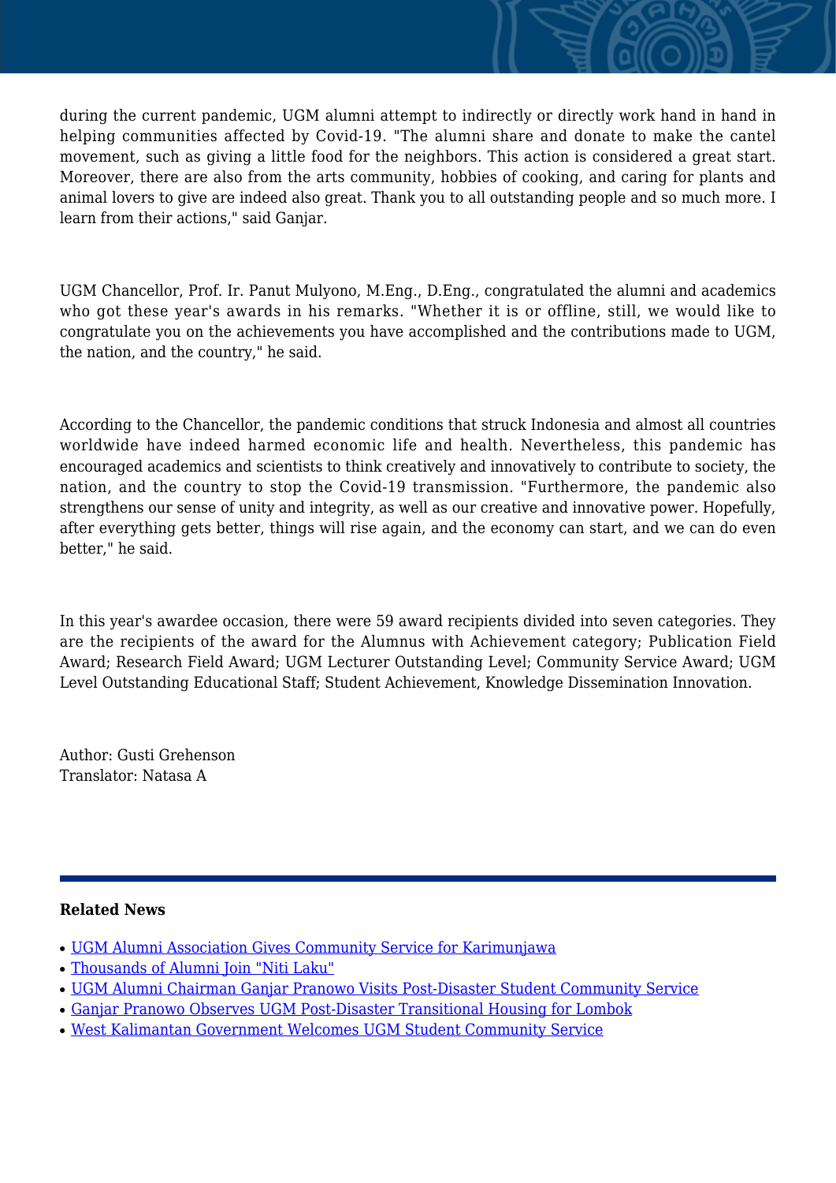during the current pandemic, UGM alumni attempt to indirectly or directly work hand in hand in helping communities affected by Covid-19. "The alumni share and donate to make the cantel movement, such as giving a little food for the neighbors. This action is considered a great start. Moreover, there are also from the arts community, hobbies of cooking, and caring for plants and animal lovers to give are indeed also great. Thank you to all outstanding people and so much more. I learn from their actions," said Ganjar.

UGM Chancellor, Prof. Ir. Panut Mulyono, M.Eng., D.Eng., congratulated the alumni and academics who got these year's awards in his remarks. "Whether it is or offline, still, we would like to congratulate you on the achievements you have accomplished and the contributions made to UGM, the nation, and the country," he said.

According to the Chancellor, the pandemic conditions that struck Indonesia and almost all countries worldwide have indeed harmed economic life and health. Nevertheless, this pandemic has encouraged academics and scientists to think creatively and innovatively to contribute to society, the nation, and the country to stop the Covid-19 transmission. "Furthermore, the pandemic also strengthens our sense of unity and integrity, as well as our creative and innovative power. Hopefully, after everything gets better, things will rise again, and the economy can start, and we can do even better," he said.

In this year's awardee occasion, there were 59 award recipients divided into seven categories. They are the recipients of the award for the Alumnus with Achievement category; Publication Field Award; Research Field Award; UGM Lecturer Outstanding Level; Community Service Award; UGM Level Outstanding Educational Staff; Student Achievement, Knowledge Dissemination Innovation.

Author: Gusti Grehenson
Translator: Natasa A

---

**Related News**

- UGM Alumni Association Gives Community Service for Karimunjawa
- Thousands of Alumni Join "Niti Laku"
- UGM Alumni Chairman Ganjar Pranowo Visits Post-Disaster Student Community Service
- Ganjar Pranowo Observes UGM Post-Disaster Transitional Housing for Lombok
- West Kalimantan Government Welcomes UGM Student Community Service